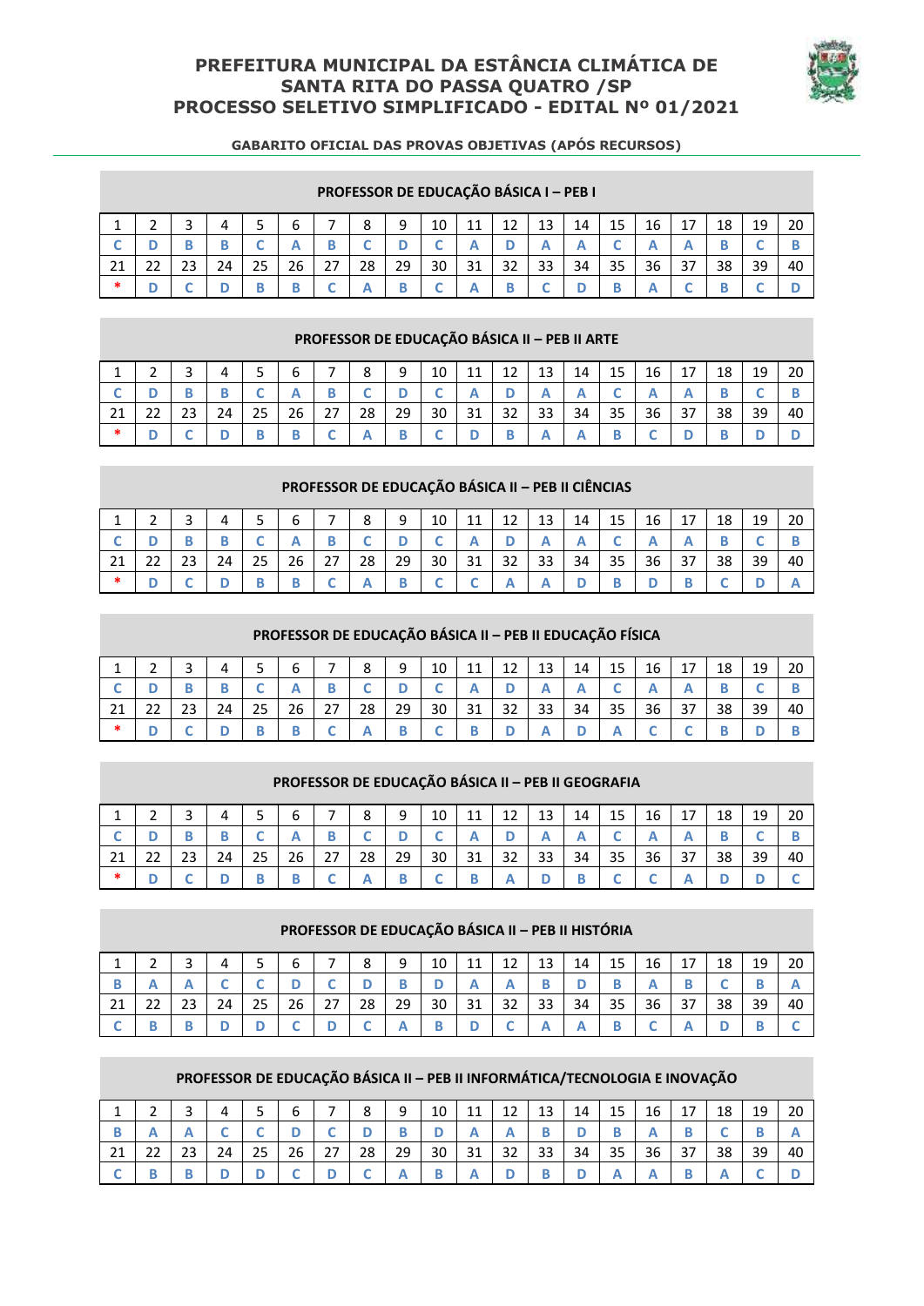# PREFEITURA MUNICIPAL DA ESTÂNCIA CLIMÁTICA DE SANTA RITA DO PASSA QUATRO /SP
# PROCESSO SELETIVO SIMPLIFICADO - EDITAL Nº 01/2021

**GABARITO OFICIAL DAS PROVAS OBJETIVAS (APÓS RECURSOS)**

## PROFESSOR DE EDUCAÇÃO BÁSICA I – PEB I

| 1 | 2 | 3 | 4 | 5 | 6 | 7 | 8 | 9 | 10 | 11 | 12 | 13 | 14 | 15 | 16 | 17 | 18 | 19 | 20 |
|---|---|---|---|---|---|---|---|---|---|---|---|---|---|---|---|---|---|---|---|
| C | D | B | B | C | A | B | C | D | C | A | D | A | A | C | A | A | B | C | B |
| 21 | 22 | 23 | 24 | 25 | 26 | 27 | 28 | 29 | 30 | 31 | 32 | 33 | 34 | 35 | 36 | 37 | 38 | 39 | 40 |
| * | D | C | D | B | B | C | A | B | C | A | B | C | D | B | A | C | B | C | D |

## PROFESSOR DE EDUCAÇÃO BÁSICA II – PEB II ARTE

| 1 | 2 | 3 | 4 | 5 | 6 | 7 | 8 | 9 | 10 | 11 | 12 | 13 | 14 | 15 | 16 | 17 | 18 | 19 | 20 |
|---|---|---|---|---|---|---|---|---|---|---|---|---|---|---|---|---|---|---|---|
| C | D | B | B | C | A | B | C | D | C | A | D | A | A | C | A | A | B | C | B |
| 21 | 22 | 23 | 24 | 25 | 26 | 27 | 28 | 29 | 30 | 31 | 32 | 33 | 34 | 35 | 36 | 37 | 38 | 39 | 40 |
| * | D | C | D | B | B | C | A | B | C | D | B | A | A | B | C | D | B | D | D |

## PROFESSOR DE EDUCAÇÃO BÁSICA II – PEB II CIÊNCIAS

| 1 | 2 | 3 | 4 | 5 | 6 | 7 | 8 | 9 | 10 | 11 | 12 | 13 | 14 | 15 | 16 | 17 | 18 | 19 | 20 |
|---|---|---|---|---|---|---|---|---|---|---|---|---|---|---|---|---|---|---|---|
| C | D | B | B | C | A | B | C | D | C | A | D | A | A | C | A | A | B | C | B |
| 21 | 22 | 23 | 24 | 25 | 26 | 27 | 28 | 29 | 30 | 31 | 32 | 33 | 34 | 35 | 36 | 37 | 38 | 39 | 40 |
| * | D | C | D | B | B | C | A | B | C | C | A | A | D | B | D | B | C | D | A |

## PROFESSOR DE EDUCAÇÃO BÁSICA II – PEB II EDUCAÇÃO FÍSICA

| 1 | 2 | 3 | 4 | 5 | 6 | 7 | 8 | 9 | 10 | 11 | 12 | 13 | 14 | 15 | 16 | 17 | 18 | 19 | 20 |
|---|---|---|---|---|---|---|---|---|---|---|---|---|---|---|---|---|---|---|---|
| C | D | B | B | C | A | B | C | D | C | A | D | A | A | C | A | A | B | C | B |
| 21 | 22 | 23 | 24 | 25 | 26 | 27 | 28 | 29 | 30 | 31 | 32 | 33 | 34 | 35 | 36 | 37 | 38 | 39 | 40 |
| * | D | C | D | B | B | C | A | B | C | B | D | A | D | A | C | C | B | D | B |

## PROFESSOR DE EDUCAÇÃO BÁSICA II – PEB II GEOGRAFIA

| 1 | 2 | 3 | 4 | 5 | 6 | 7 | 8 | 9 | 10 | 11 | 12 | 13 | 14 | 15 | 16 | 17 | 18 | 19 | 20 |
|---|---|---|---|---|---|---|---|---|---|---|---|---|---|---|---|---|---|---|---|
| C | D | B | B | C | A | B | C | D | C | A | D | A | A | C | A | A | B | C | B |
| 21 | 22 | 23 | 24 | 25 | 26 | 27 | 28 | 29 | 30 | 31 | 32 | 33 | 34 | 35 | 36 | 37 | 38 | 39 | 40 |
| * | D | C | D | B | B | C | A | B | C | B | A | D | B | C | C | A | D | D | C |

## PROFESSOR DE EDUCAÇÃO BÁSICA II – PEB II HISTÓRIA

| 1 | 2 | 3 | 4 | 5 | 6 | 7 | 8 | 9 | 10 | 11 | 12 | 13 | 14 | 15 | 16 | 17 | 18 | 19 | 20 |
|---|---|---|---|---|---|---|---|---|---|---|---|---|---|---|---|---|---|---|---|
| B | A | A | C | C | D | C | D | B | D | A | A | B | D | B | A | B | C | B | A |
| 21 | 22 | 23 | 24 | 25 | 26 | 27 | 28 | 29 | 30 | 31 | 32 | 33 | 34 | 35 | 36 | 37 | 38 | 39 | 40 |
| C | B | B | D | D | C | D | C | A | B | D | C | A | A | B | C | A | D | B | C |

## PROFESSOR DE EDUCAÇÃO BÁSICA II – PEB II INFORMÁTICA/TECNOLOGIA E INOVAÇÃO

| 1 | 2 | 3 | 4 | 5 | 6 | 7 | 8 | 9 | 10 | 11 | 12 | 13 | 14 | 15 | 16 | 17 | 18 | 19 | 20 |
|---|---|---|---|---|---|---|---|---|---|---|---|---|---|---|---|---|---|---|---|
| B | A | A | C | C | D | C | D | B | D | A | A | B | D | B | A | B | C | B | A |
| 21 | 22 | 23 | 24 | 25 | 26 | 27 | 28 | 29 | 30 | 31 | 32 | 33 | 34 | 35 | 36 | 37 | 38 | 39 | 40 |
| C | B | B | D | D | C | D | C | A | B | A | D | B | D | A | A | B | A | C | D |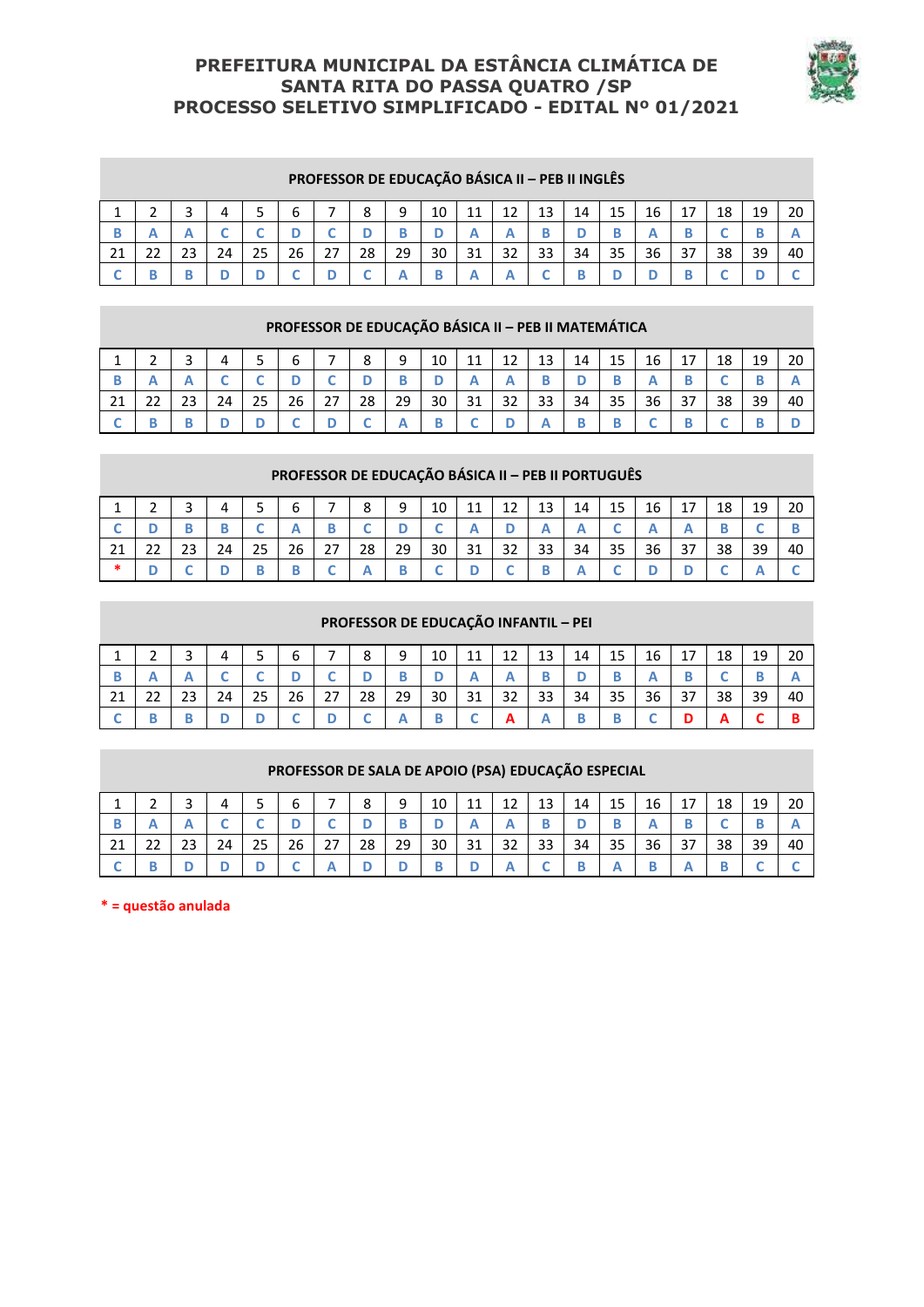# PREFEITURA MUNICIPAL DA ESTÂNCIA CLIMÁTICA DE SANTA RITA DO PASSA QUATRO /SP
# PROCESSO SELETIVO SIMPLIFICADO - EDITAL Nº 01/2021

## PROFESSOR DE EDUCAÇÃO BÁSICA II – PEB II INGLÊS

| 1 | 2 | 3 | 4 | 5 | 6 | 7 | 8 | 9 | 10 | 11 | 12 | 13 | 14 | 15 | 16 | 17 | 18 | 19 | 20 |
|---|---|---|---|---|---|---|---|---|---|---|---|---|---|---|---|---|---|---|---|
| B | A | A | C | C | D | C | D | B | D | A | A | B | D | B | A | B | C | B | A |
| 21 | 22 | 23 | 24 | 25 | 26 | 27 | 28 | 29 | 30 | 31 | 32 | 33 | 34 | 35 | 36 | 37 | 38 | 39 | 40 |
| C | B | B | D | D | C | D | C | A | B | A | A | C | B | D | D | B | C | D | C |

## PROFESSOR DE EDUCAÇÃO BÁSICA II – PEB II MATEMÁTICA

| 1 | 2 | 3 | 4 | 5 | 6 | 7 | 8 | 9 | 10 | 11 | 12 | 13 | 14 | 15 | 16 | 17 | 18 | 19 | 20 |
|---|---|---|---|---|---|---|---|---|---|---|---|---|---|---|---|---|---|---|---|
| B | A | A | C | C | D | C | D | B | D | A | A | B | D | B | A | B | C | B | A |
| 21 | 22 | 23 | 24 | 25 | 26 | 27 | 28 | 29 | 30 | 31 | 32 | 33 | 34 | 35 | 36 | 37 | 38 | 39 | 40 |
| C | B | B | D | D | C | D | C | A | B | C | D | A | B | B | C | B | C | B | D |

## PROFESSOR DE EDUCAÇÃO BÁSICA II – PEB II PORTUGUÊS

| 1 | 2 | 3 | 4 | 5 | 6 | 7 | 8 | 9 | 10 | 11 | 12 | 13 | 14 | 15 | 16 | 17 | 18 | 19 | 20 |
|---|---|---|---|---|---|---|---|---|---|---|---|---|---|---|---|---|---|---|---|
| C | D | B | B | C | A | B | C | D | C | A | D | A | A | C | A | A | B | C | B |
| 21 | 22 | 23 | 24 | 25 | 26 | 27 | 28 | 29 | 30 | 31 | 32 | 33 | 34 | 35 | 36 | 37 | 38 | 39 | 40 |
| * | D | C | D | B | B | C | A | B | C | D | C | B | A | C | D | D | C | A | C |

## PROFESSOR DE EDUCAÇÃO INFANTIL – PEI

| 1 | 2 | 3 | 4 | 5 | 6 | 7 | 8 | 9 | 10 | 11 | 12 | 13 | 14 | 15 | 16 | 17 | 18 | 19 | 20 |
|---|---|---|---|---|---|---|---|---|---|---|---|---|---|---|---|---|---|---|---|
| B | A | A | C | C | D | C | D | B | D | A | A | B | D | B | A | B | C | B | A |
| 21 | 22 | 23 | 24 | 25 | 26 | 27 | 28 | 29 | 30 | 31 | 32 | 33 | 34 | 35 | 36 | 37 | 38 | 39 | 40 |
| C | B | B | D | D | C | D | C | A | B | C | A | A | B | B | C | D | A | C | B |

## PROFESSOR DE SALA DE APOIO (PSA) EDUCAÇÃO ESPECIAL

| 1 | 2 | 3 | 4 | 5 | 6 | 7 | 8 | 9 | 10 | 11 | 12 | 13 | 14 | 15 | 16 | 17 | 18 | 19 | 20 |
|---|---|---|---|---|---|---|---|---|---|---|---|---|---|---|---|---|---|---|---|
| B | A | A | C | C | D | C | D | B | D | A | A | B | D | B | A | B | C | B | A |
| 21 | 22 | 23 | 24 | 25 | 26 | 27 | 28 | 29 | 30 | 31 | 32 | 33 | 34 | 35 | 36 | 37 | 38 | 39 | 40 |
| C | B | D | D | D | C | A | D | D | B | D | A | C | B | A | B | A | B | C | C |

**\* = questão anulada**